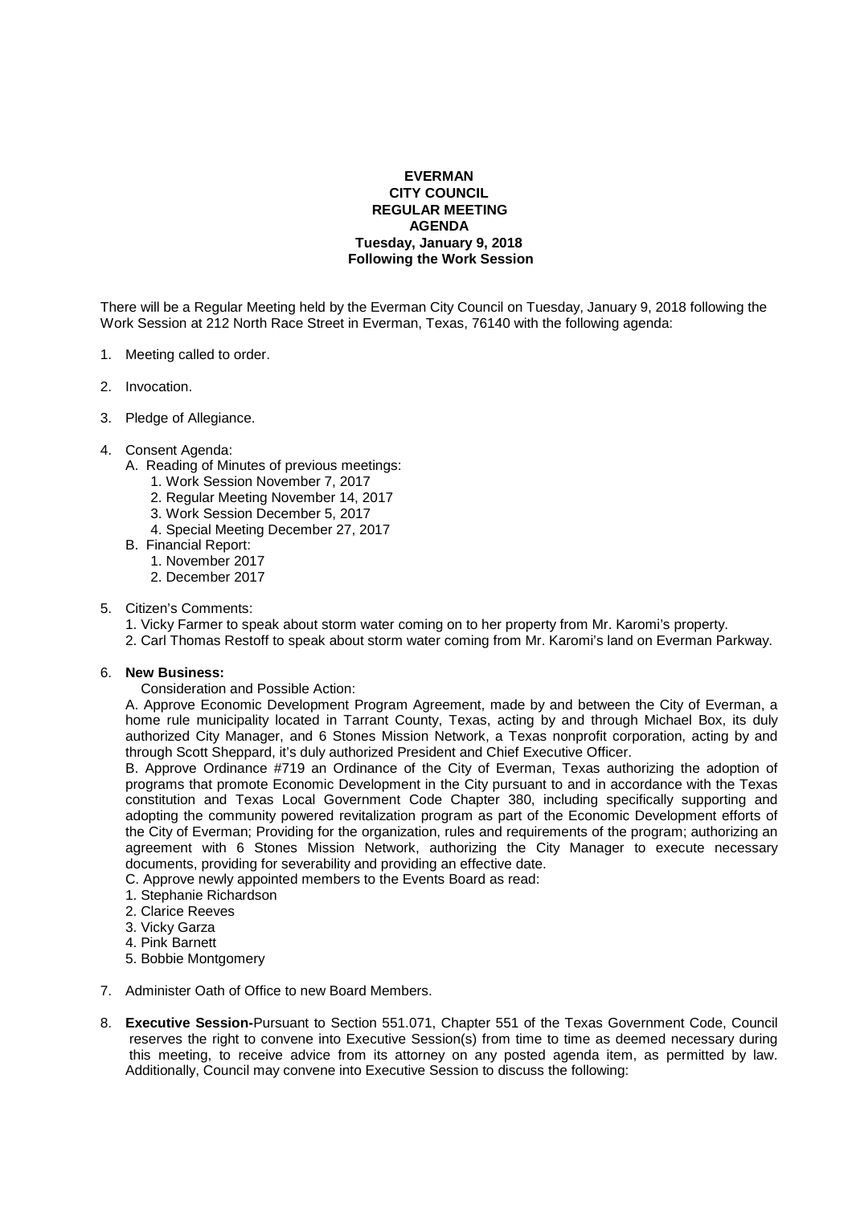**EVERMAN**
**CITY COUNCIL**
**REGULAR MEETING**
**AGENDA**
**Tuesday, January 9, 2018**
**Following the Work Session**

There will be a Regular Meeting held by the Everman City Council on Tuesday, January 9, 2018 following the Work Session at 212 North Race Street in Everman, Texas, 76140 with the following agenda:

1. Meeting called to order.
2. Invocation.
3. Pledge of Allegiance.
4. Consent Agenda:
   - A. Reading of Minutes of previous meetings:
     1. Work Session November 7, 2017
     2. Regular Meeting November 14, 2017
     3. Work Session December 5, 2017
     4. Special Meeting December 27, 2017
   - B. Financial Report:
     1. November 2017
     2. December 2017
5. Citizen's Comments:
   1. Vicky Farmer to speak about storm water coming on to her property from Mr. Karomi's property.
   2. Carl Thomas Restoff to speak about storm water coming from Mr. Karomi's land on Everman Parkway.
6. **New Business:**

   Consideration and Possible Action:

   A. Approve Economic Development Program Agreement, made by and between the City of Everman, a home rule municipality located in Tarrant County, Texas, acting by and through Michael Box, its duly authorized City Manager, and 6 Stones Mission Network, a Texas nonprofit corporation, acting by and through Scott Sheppard, it's duly authorized President and Chief Executive Officer.

   B. Approve Ordinance #719 an Ordinance of the City of Everman, Texas authorizing the adoption of programs that promote Economic Development in the City pursuant to and in accordance with the Texas constitution and Texas Local Government Code Chapter 380, including specifically supporting and adopting the community powered revitalization program as part of the Economic Development efforts of the City of Everman; Providing for the organization, rules and requirements of the program; authorizing an agreement with 6 Stones Mission Network, authorizing the City Manager to execute necessary documents, providing for severability and providing an effective date.

   C. Approve newly appointed members to the Events Board as read:
   1. Stephanie Richardson
   2. Clarice Reeves
   3. Vicky Garza
   4. Pink Barnett
   5. Bobbie Montgomery
7. Administer Oath of Office to new Board Members.
8. **Executive Session-**Pursuant to Section 551.071, Chapter 551 of the Texas Government Code, Council reserves the right to convene into Executive Session(s) from time to time as deemed necessary during this meeting, to receive advice from its attorney on any posted agenda item, as permitted by law. Additionally, Council may convene into Executive Session to discuss the following: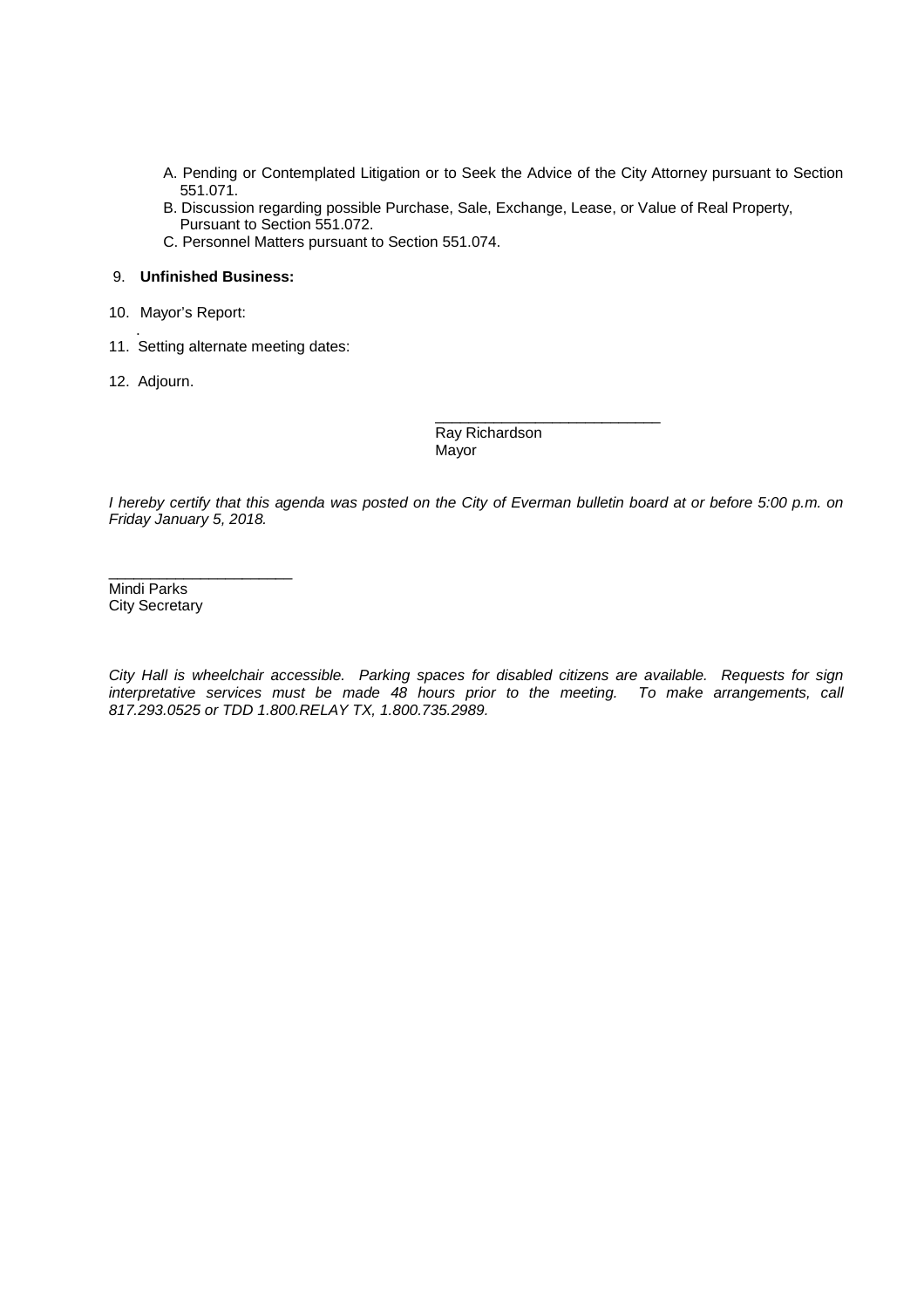A. Pending or Contemplated Litigation or to Seek the Advice of the City Attorney pursuant to Section 551.071.
B. Discussion regarding possible Purchase, Sale, Exchange, Lease, or Value of Real Property, Pursuant to Section 551.072.
C. Personnel Matters pursuant to Section 551.074.

9. **Unfinished Business:**

10. Mayor's Report:

11. Setting alternate meeting dates:

12. Adjourn.

\_\_\_\_\_\_\_\_\_\_\_\_\_\_\_\_\_\_\_\_\_\_\_\_\_\_\_\_
Ray Richardson
Mayor

*I hereby certify that this agenda was posted on the City of Everman bulletin board at or before 5:00 p.m. on Friday January 5, 2018.*

\_\_\_\_\_\_\_\_\_\_\_\_\_\_\_\_\_\_\_\_\_\_
Mindi Parks
City Secretary

*City Hall is wheelchair accessible. Parking spaces for disabled citizens are available. Requests for sign interpretative services must be made 48 hours prior to the meeting. To make arrangements, call 817.293.0525 or TDD 1.800.RELAY TX, 1.800.735.2989.*